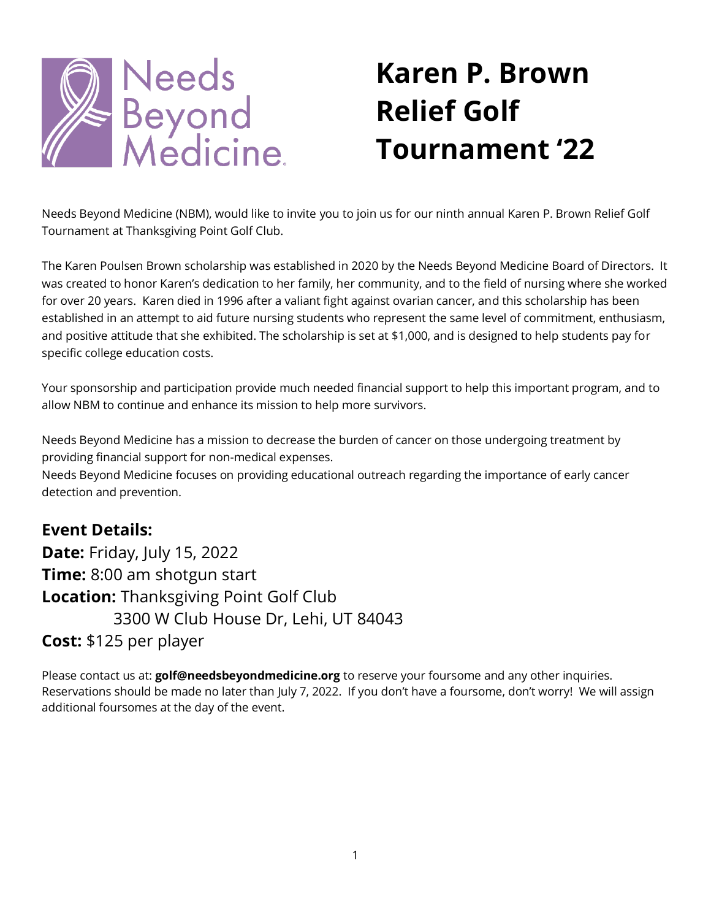Needs Beyond Medicine

# Karen P. Brown Relief Golf Tournament '22

Needs Beyond Medicine (NBM), would like to invite you to join us for our ninth annual Karen P. Brown Relief Golf Tournament at Thanksgiving Point Golf Club.

The Karen Poulsen Brown scholarship was established in 2020 by the Needs Beyond Medicine Board of Directors. It was created to honor Karen's dedication to her family, her community, and to the field of nursing where she worked for over 20 years. Karen died in 1996 after a valiant fight against ovarian cancer, and this scholarship has been established in an attempt to aid future nursing students who represent the same level of commitment, enthusiasm, and positive attitude that she exhibited. The scholarship is set at $1,000, and is designed to help students pay for specific college education costs.

Your sponsorship and participation provide much needed financial support to help this important program, and to allow NBM to continue and enhance its mission to help more survivors.

Needs Beyond Medicine has a mission to decrease the burden of cancer on those undergoing treatment by providing financial support for non-medical expenses.
Needs Beyond Medicine focuses on providing educational outreach regarding the importance of early cancer detection and prevention.

## Event Details:

**Date:** Friday, July 15, 2022
**Time:** 8:00 am shotgun start
**Location:** Thanksgiving Point Golf Club
3300 W Club House Dr, Lehi, UT 84043
**Cost:** $125 per player

Please contact us at: **golf@needsbeyondmedicine.org** to reserve your foursome and any other inquiries. Reservations should be made no later than July 7, 2022. If you don't have a foursome, don't worry! We will assign additional foursomes at the day of the event.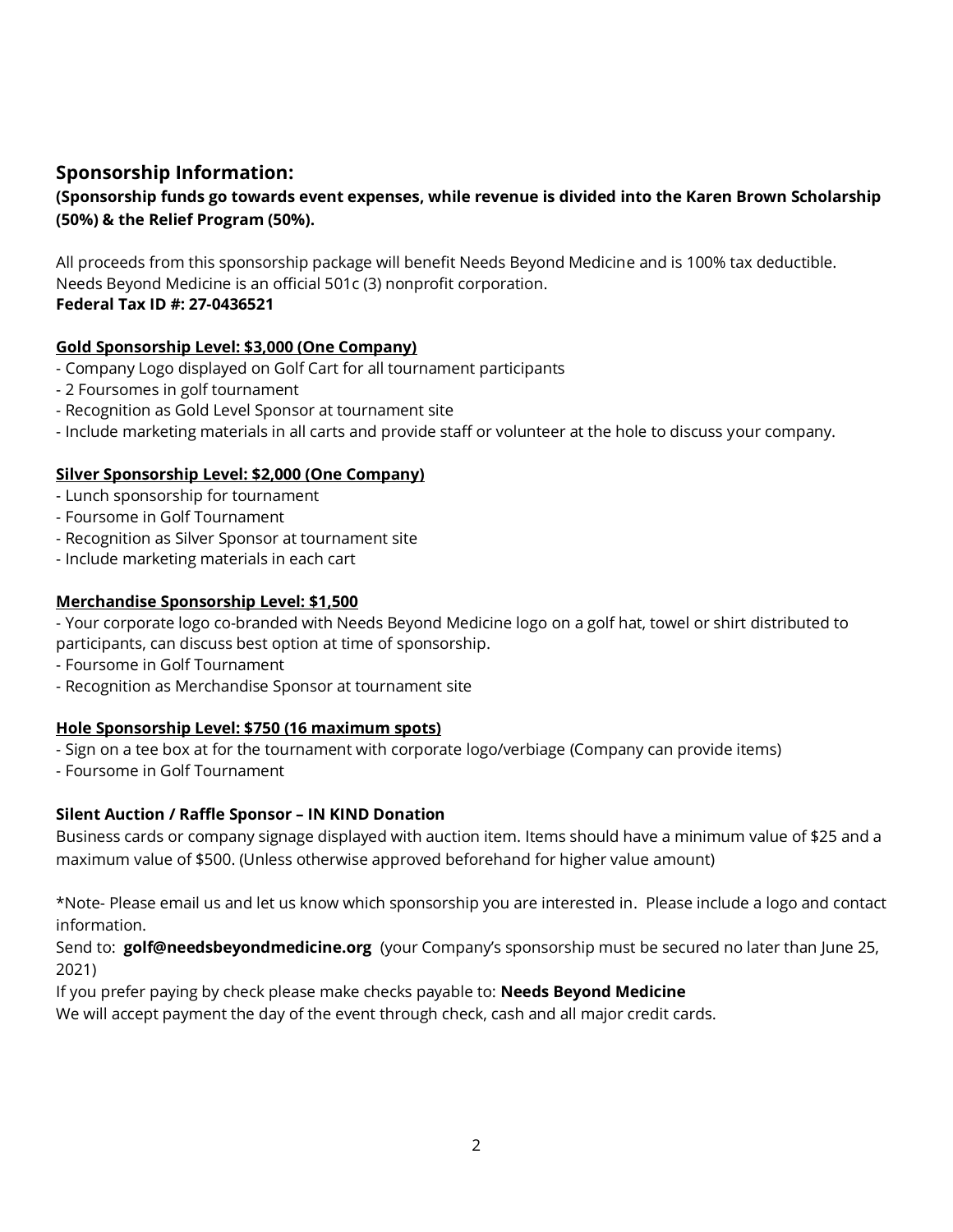## Sponsorship Information:

**(Sponsorship funds go towards event expenses, while revenue is divided into the Karen Brown Scholarship (50%) & the Relief Program (50%).**

All proceeds from this sponsorship package will benefit Needs Beyond Medicine and is 100% tax deductible. Needs Beyond Medicine is an official 501c (3) nonprofit corporation.
**Federal Tax ID #: 27-0436521**

**<u>Gold Sponsorship Level: $3,000 (One Company)</u>**

- Company Logo displayed on Golf Cart for all tournament participants
- 2 Foursomes in golf tournament
- Recognition as Gold Level Sponsor at tournament site
- Include marketing materials in all carts and provide staff or volunteer at the hole to discuss your company.

**<u>Silver Sponsorship Level: $2,000 (One Company)</u>**

- Lunch sponsorship for tournament
- Foursome in Golf Tournament
- Recognition as Silver Sponsor at tournament site
- Include marketing materials in each cart

**<u>Merchandise Sponsorship Level: $1,500</u>**

- Your corporate logo co-branded with Needs Beyond Medicine logo on a golf hat, towel or shirt distributed to participants, can discuss best option at time of sponsorship.
- Foursome in Golf Tournament
- Recognition as Merchandise Sponsor at tournament site

**<u>Hole Sponsorship Level: $750 (16 maximum spots)</u>**

- Sign on a tee box at for the tournament with corporate logo/verbiage (Company can provide items)
- Foursome in Golf Tournament

**Silent Auction / Raffle Sponsor – IN KIND Donation**

Business cards or company signage displayed with auction item. Items should have a minimum value of $25 and a maximum value of $500. (Unless otherwise approved beforehand for higher value amount)

*Note- Please email us and let us know which sponsorship you are interested in. Please include a logo and contact information.
Send to: **golf@needsbeyondmedicine.org** (your Company's sponsorship must be secured no later than June 25, 2021)
If you prefer paying by check please make checks payable to: **Needs Beyond Medicine**
We will accept payment the day of the event through check, cash and all major credit cards.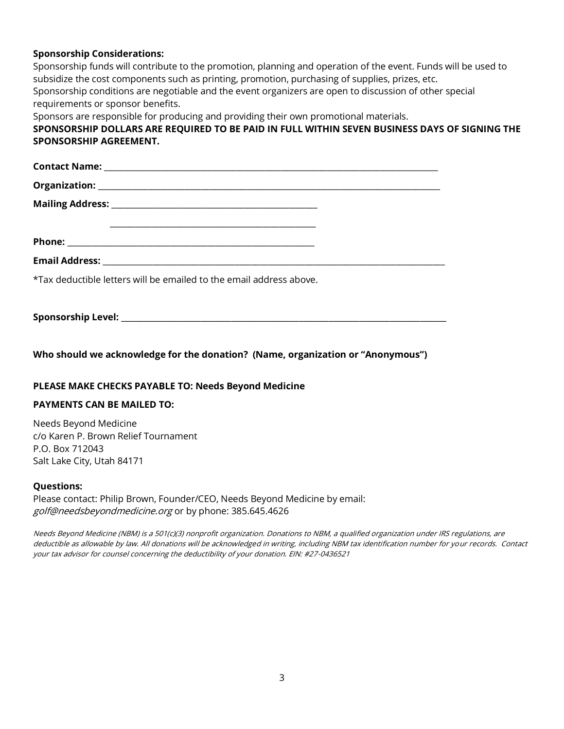**Sponsorship Considerations:**
Sponsorship funds will contribute to the promotion, planning and operation of the event. Funds will be used to subsidize the cost components such as printing, promotion, purchasing of supplies, prizes, etc.
Sponsorship conditions are negotiable and the event organizers are open to discussion of other special requirements or sponsor benefits.
Sponsors are responsible for producing and providing their own promotional materials.
**SPONSORSHIP DOLLARS ARE REQUIRED TO BE PAID IN FULL WITHIN SEVEN BUSINESS DAYS OF SIGNING THE SPONSORSHIP AGREEMENT.**

**Contact Name:** ______________________________________________________________________________

**Organization:** ______________________________________________________________________________

**Mailing Address:** ________________________________________________

________________________________________________

**Phone:** ________________________________________________________

**Email Address:** ______________________________________________________________________________

*Tax deductible letters will be emailed to the email address above.

**Sponsorship Level:** ______________________________________________________________________________

**Who should we acknowledge for the donation? (Name, organization or "Anonymous")**

**PLEASE MAKE CHECKS PAYABLE TO: Needs Beyond Medicine**

**PAYMENTS CAN BE MAILED TO:**

Needs Beyond Medicine
c/o Karen P. Brown Relief Tournament
P.O. Box 712043
Salt Lake City, Utah 84171

**Questions:**
Please contact: Philip Brown, Founder/CEO, Needs Beyond Medicine by email: *golf@needsbeyondmedicine.org* or by phone: 385.645.4626

*Needs Beyond Medicine (NBM) is a 501(c)(3) nonprofit organization. Donations to NBM, a qualified organization under IRS regulations, are deductible as allowable by law. All donations will be acknowledged in writing, including NBM tax identification number for your records. Contact your tax advisor for counsel concerning the deductibility of your donation. EIN: #27-0436521*